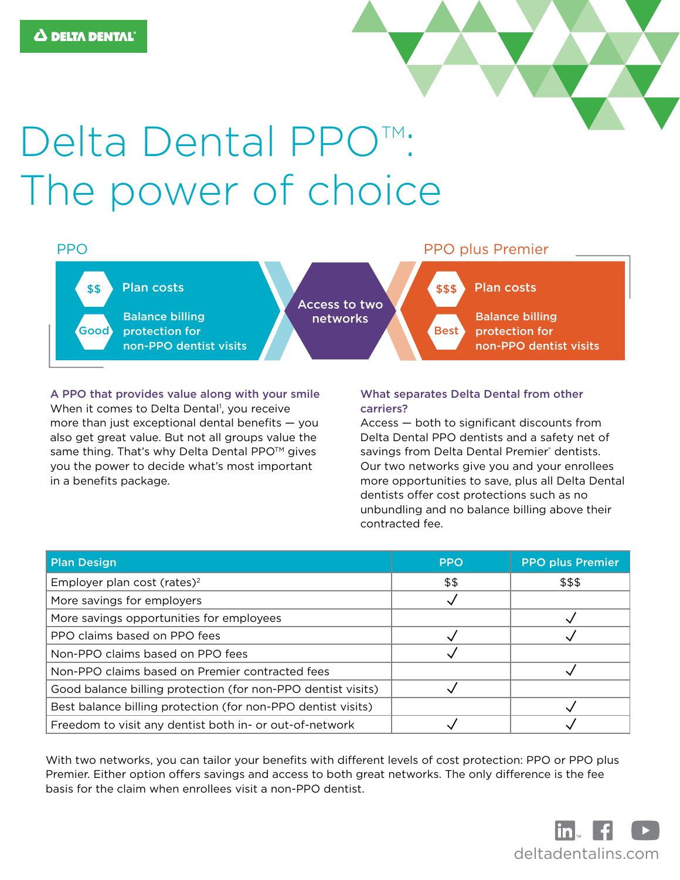DELTA DENTAL®

# Delta Dental PPO™: The power of choice

**PPO**

- $$ — Plan costs
- Good — Balance billing protection for non-PPO dentist visits

**Access to two networks**

**PPO plus Premier**

- $$$ — Plan costs
- Best — Balance billing protection for non-PPO dentist visits

### A PPO that provides value along with your smile

When it comes to Delta Dental[1], you receive more than just exceptional dental benefits — you also get great value. But not all groups value the same thing. That's why Delta Dental PPO™ gives you the power to decide what's most important in a benefits package.

### What separates Delta Dental from other carriers?

Access — both to significant discounts from Delta Dental PPO dentists and a safety net of savings from Delta Dental Premier® dentists. Our two networks give you and your enrollees more opportunities to save, plus all Delta Dental dentists offer cost protections such as no unbundling and no balance billing above their contracted fee.

| Plan Design | PPO | PPO plus Premier |
|---|---|---|
| Employer plan cost (rates)[2] | $$ | $$$ |
| More savings for employers | ✓ | |
| More savings opportunities for employees | | ✓ |
| PPO claims based on PPO fees | ✓ | ✓ |
| Non-PPO claims based on PPO fees | ✓ | |
| Non-PPO claims based on Premier contracted fees | | ✓ |
| Good balance billing protection (for non-PPO dentist visits) | ✓ | |
| Best balance billing protection (for non-PPO dentist visits) | | ✓ |
| Freedom to visit any dentist both in- or out-of-network | ✓ | ✓ |

With two networks, you can tailor your benefits with different levels of cost protection: PPO or PPO plus Premier. Either option offers savings and access to both great networks. The only difference is the fee basis for the claim when enrollees visit a non-PPO dentist.

deltadentalins.com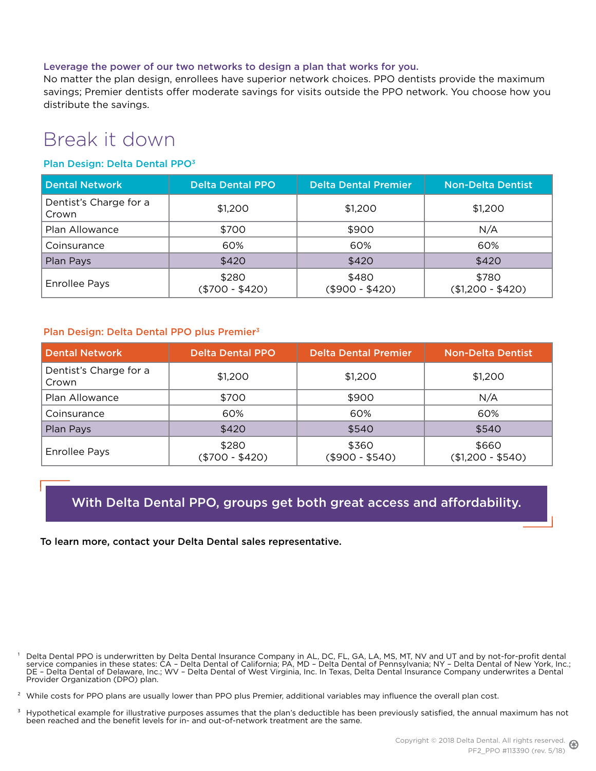**Leverage the power of our two networks to design a plan that works for you.**
No matter the plan design, enrollees have superior network choices. PPO dentists provide the maximum savings; Premier dentists offer moderate savings for visits outside the PPO network. You choose how you distribute the savings.

# Break it down

### Plan Design: Delta Dental PPO[3]

| Dental Network | Delta Dental PPO | Delta Dental Premier | Non-Delta Dentist |
|---|---|---|---|
| Dentist's Charge for a Crown | $1,200 | $1,200 | $1,200 |
| Plan Allowance | $700 | $900 | N/A |
| Coinsurance | 60% | 60% | 60% |
| Plan Pays | $420 | $420 | $420 |
| Enrollee Pays | $280 ($700 - $420) | $480 ($900 - $420) | $780 ($1,200 - $420) |

### Plan Design: Delta Dental PPO plus Premier[3]

| Dental Network | Delta Dental PPO | Delta Dental Premier | Non-Delta Dentist |
|---|---|---|---|
| Dentist's Charge for a Crown | $1,200 | $1,200 | $1,200 |
| Plan Allowance | $700 | $900 | N/A |
| Coinsurance | 60% | 60% | 60% |
| Plan Pays | $420 | $540 | $540 |
| Enrollee Pays | $280 ($700 - $420) | $360 ($900 - $540) | $660 ($1,200 - $540) |

**With Delta Dental PPO, groups get both great access and affordability.**

**To learn more, contact your Delta Dental sales representative.**

[1] Delta Dental PPO is underwritten by Delta Dental Insurance Company in AL, DC, FL, GA, LA, MS, MT, NV and UT and by not-for-profit dental service companies in these states: CA – Delta Dental of California; PA, MD – Delta Dental of Pennsylvania; NY – Delta Dental of New York, Inc.; DE – Delta Dental of Delaware, Inc.; WV – Delta Dental of West Virginia, Inc. In Texas, Delta Dental Insurance Company underwrites a Dental Provider Organization (DPO) plan.

[2] While costs for PPO plans are usually lower than PPO plus Premier, additional variables may influence the overall plan cost.

[3] Hypothetical example for illustrative purposes assumes that the plan's deductible has been previously satisfied, the annual maximum has not been reached and the benefit levels for in- and out-of-network treatment are the same.

Copyright © 2018 Delta Dental. All rights reserved.
PF2_PPO #113390 (rev. 5/18)